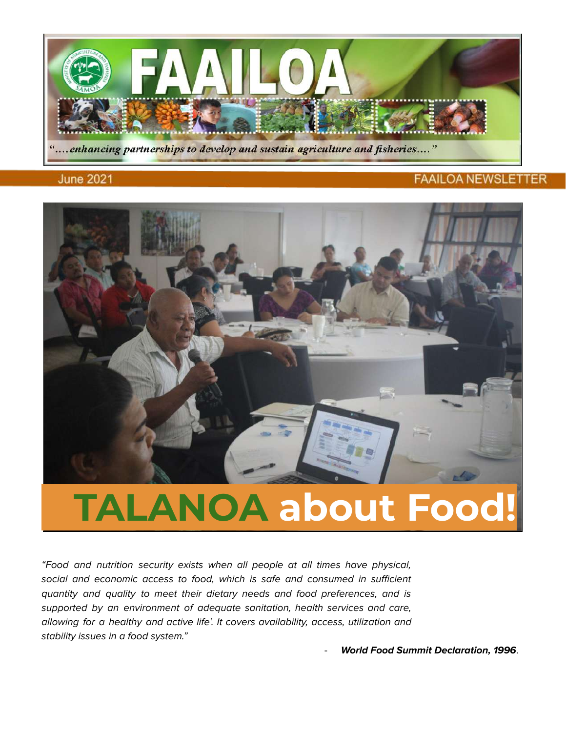# FAAILOA

*"....enhancing partnerships to develop and sustain agriculture and fisheries...."*

June 2021 FAAILOA NEWSLETTER

# TALANOA about Food!

*"Food and nutrition security exists when all people at all times have physical, social and economic access to food, which is safe and consumed in sufficient quantity and quality to meet their dietary needs and food preferences, and is supported by an environment of adequate sanitation, health services and care, allowing for a healthy and active life'. It covers availability, access, utilization and stability issues in a food system."*

- ***World Food Summit Declaration, 1996***.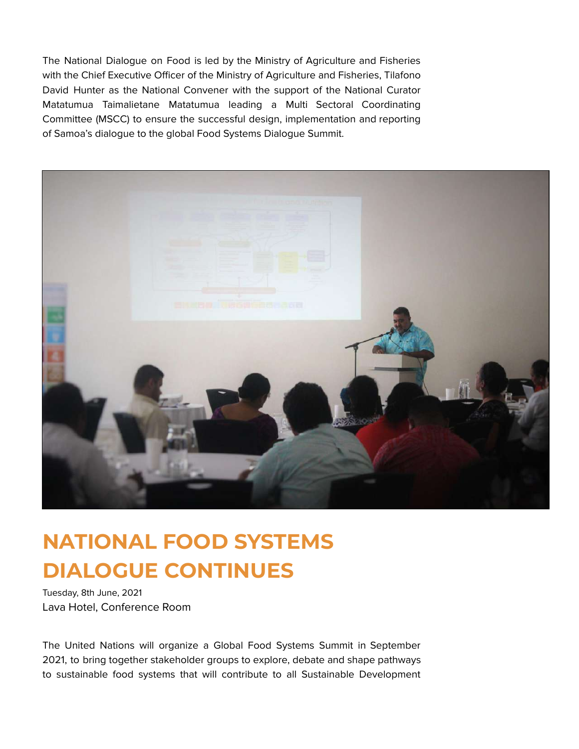The National Dialogue on Food is led by the Ministry of Agriculture and Fisheries with the Chief Executive Officer of the Ministry of Agriculture and Fisheries, Tilafono David Hunter as the National Convener with the support of the National Curator Matatumua Taimalietane Matatumua leading a Multi Sectoral Coordinating Committee (MSCC) to ensure the successful design, implementation and reporting of Samoa's dialogue to the global Food Systems Dialogue Summit.

# NATIONAL FOOD SYSTEMS DIALOGUE CONTINUES

Tuesday, 8th June, 2021

Lava Hotel, Conference Room

The United Nations will organize a Global Food Systems Summit in September 2021, to bring together stakeholder groups to explore, debate and shape pathways to sustainable food systems that will contribute to all Sustainable Development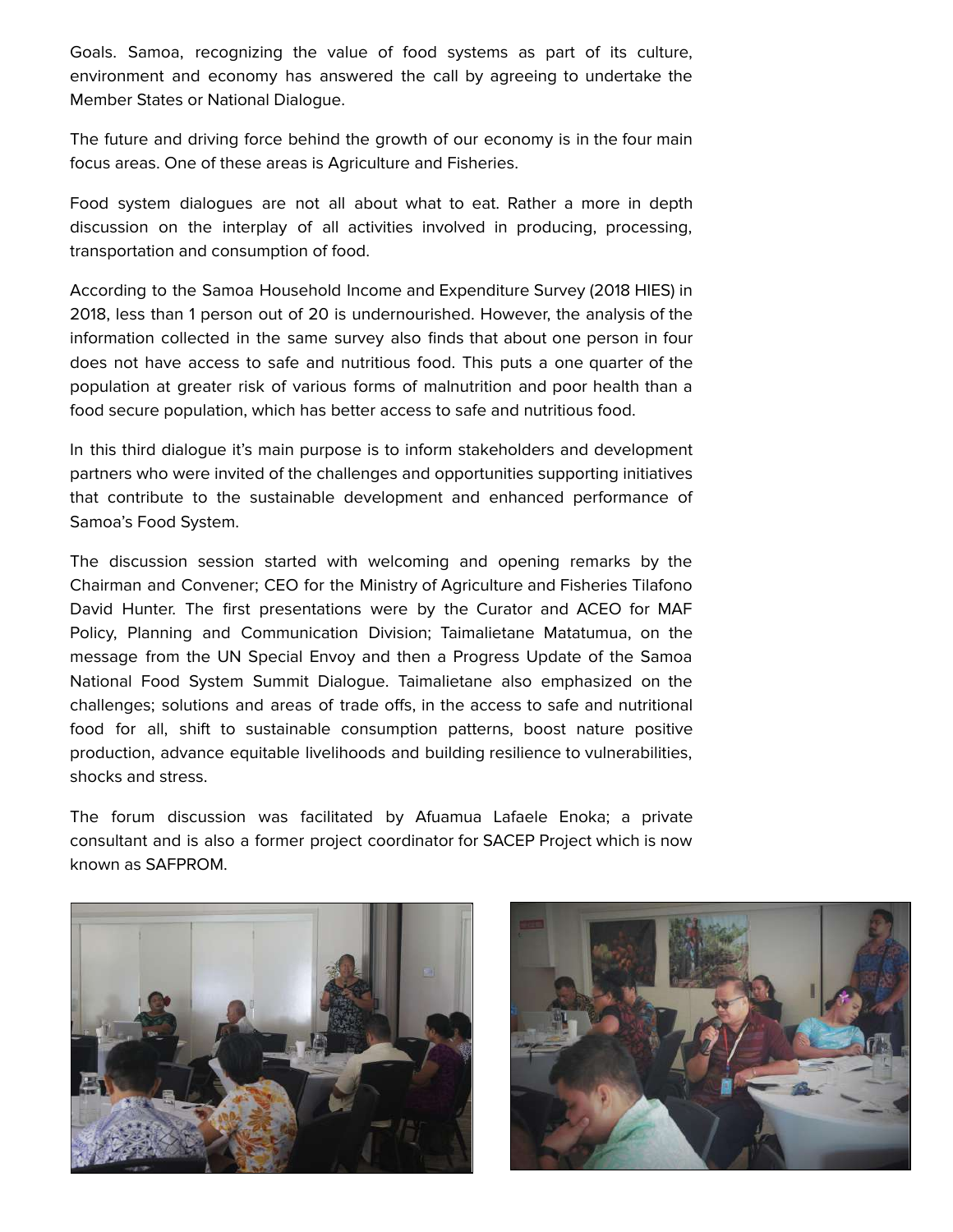Goals. Samoa, recognizing the value of food systems as part of its culture, environment and economy has answered the call by agreeing to undertake the Member States or National Dialogue.

The future and driving force behind the growth of our economy is in the four main focus areas. One of these areas is Agriculture and Fisheries.

Food system dialogues are not all about what to eat. Rather a more in depth discussion on the interplay of all activities involved in producing, processing, transportation and consumption of food.

According to the Samoa Household Income and Expenditure Survey (2018 HIES) in 2018, less than 1 person out of 20 is undernourished. However, the analysis of the information collected in the same survey also finds that about one person in four does not have access to safe and nutritious food. This puts a one quarter of the population at greater risk of various forms of malnutrition and poor health than a food secure population, which has better access to safe and nutritious food.

In this third dialogue it's main purpose is to inform stakeholders and development partners who were invited of the challenges and opportunities supporting initiatives that contribute to the sustainable development and enhanced performance of Samoa's Food System.

The discussion session started with welcoming and opening remarks by the Chairman and Convener; CEO for the Ministry of Agriculture and Fisheries Tilafono David Hunter. The first presentations were by the Curator and ACEO for MAF Policy, Planning and Communication Division; Taimalietane Matatumua, on the message from the UN Special Envoy and then a Progress Update of the Samoa National Food System Summit Dialogue. Taimalietane also emphasized on the challenges; solutions and areas of trade offs, in the access to safe and nutritional food for all, shift to sustainable consumption patterns, boost nature positive production, advance equitable livelihoods and building resilience to vulnerabilities, shocks and stress.

The forum discussion was facilitated by Afuamua Lafaele Enoka; a private consultant and is also a former project coordinator for SACEP Project which is now known as SAFPROM.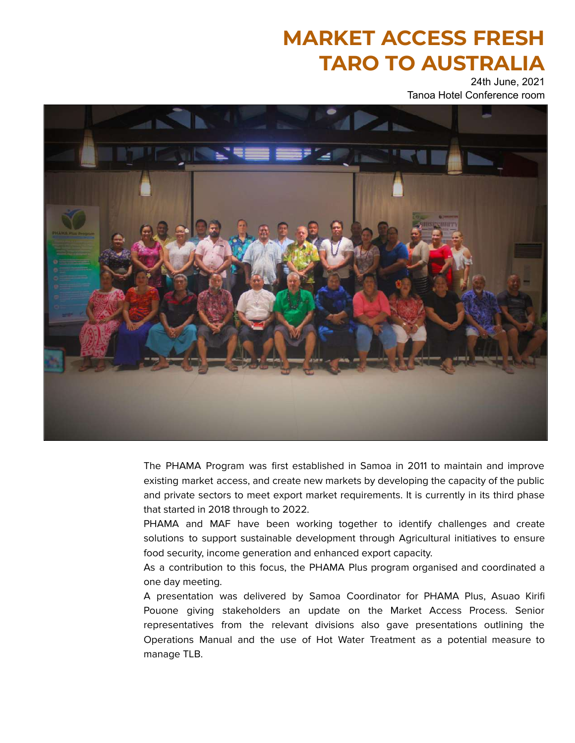# MARKET ACCESS FRESH TARO TO AUSTRALIA

24th June, 2021
Tanoa Hotel Conference room

The PHAMA Program was first established in Samoa in 2011 to maintain and improve existing market access, and create new markets by developing the capacity of the public and private sectors to meet export market requirements. It is currently in its third phase that started in 2018 through to 2022.

PHAMA and MAF have been working together to identify challenges and create solutions to support sustainable development through Agricultural initiatives to ensure food security, income generation and enhanced export capacity.

As a contribution to this focus, the PHAMA Plus program organised and coordinated a one day meeting.

A presentation was delivered by Samoa Coordinator for PHAMA Plus, Asuao Kirifi Pouone giving stakeholders an update on the Market Access Process. Senior representatives from the relevant divisions also gave presentations outlining the Operations Manual and the use of Hot Water Treatment as a potential measure to manage TLB.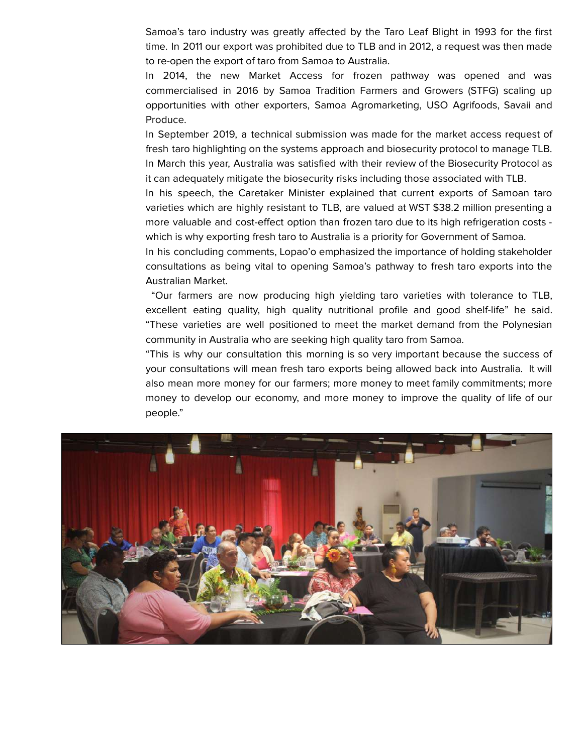Samoa's taro industry was greatly affected by the Taro Leaf Blight in 1993 for the first time. In 2011 our export was prohibited due to TLB and in 2012, a request was then made to re-open the export of taro from Samoa to Australia.

In 2014, the new Market Access for frozen pathway was opened and was commercialised in 2016 by Samoa Tradition Farmers and Growers (STFG) scaling up opportunities with other exporters, Samoa Agromarketing, USO Agrifoods, Savaii and Produce.

In September 2019, a technical submission was made for the market access request of fresh taro highlighting on the systems approach and biosecurity protocol to manage TLB. In March this year, Australia was satisfied with their review of the Biosecurity Protocol as it can adequately mitigate the biosecurity risks including those associated with TLB.

In his speech, the Caretaker Minister explained that current exports of Samoan taro varieties which are highly resistant to TLB, are valued at WST $38.2 million presenting a more valuable and cost-effect option than frozen taro due to its high refrigeration costs - which is why exporting fresh taro to Australia is a priority for Government of Samoa.

In his concluding comments, Lopao'o emphasized the importance of holding stakeholder consultations as being vital to opening Samoa's pathway to fresh taro exports into the Australian Market.

"Our farmers are now producing high yielding taro varieties with tolerance to TLB, excellent eating quality, high quality nutritional profile and good shelf-life" he said. "These varieties are well positioned to meet the market demand from the Polynesian community in Australia who are seeking high quality taro from Samoa.

"This is why our consultation this morning is so very important because the success of your consultations will mean fresh taro exports being allowed back into Australia. It will also mean more money for our farmers; more money to meet family commitments; more money to develop our economy, and more money to improve the quality of life of our people."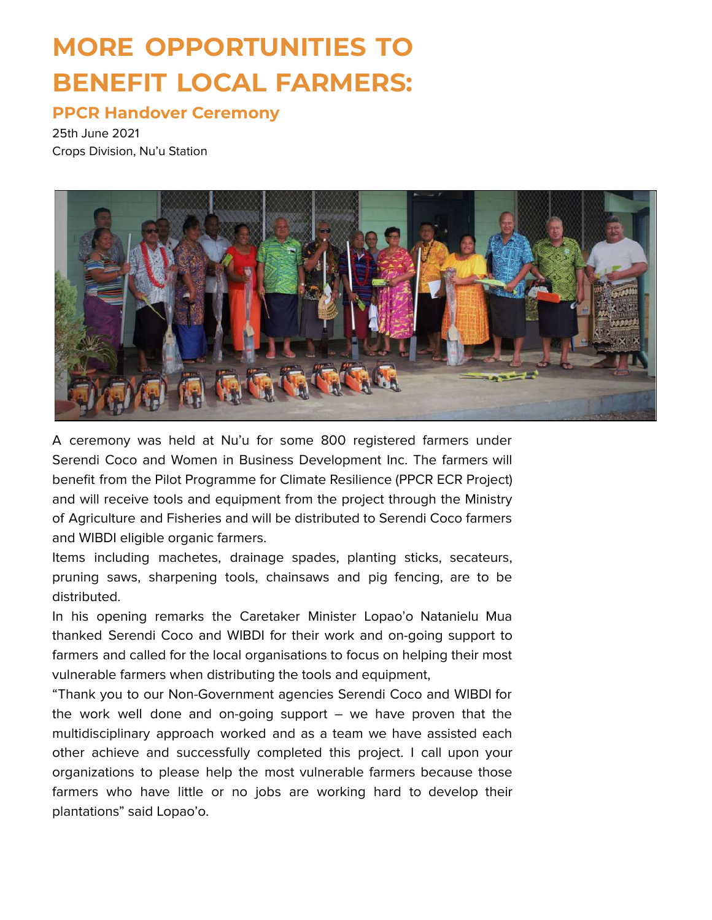# MORE OPPORTUNITIES TO BENEFIT LOCAL FARMERS:

## PPCR Handover Ceremony

25th June 2021
Crops Division, Nu'u Station

A ceremony was held at Nu'u for some 800 registered farmers under Serendi Coco and Women in Business Development Inc. The farmers will benefit from the Pilot Programme for Climate Resilience (PPCR ECR Project) and will receive tools and equipment from the project through the Ministry of Agriculture and Fisheries and will be distributed to Serendi Coco farmers and WIBDI eligible organic farmers.

Items including machetes, drainage spades, planting sticks, secateurs, pruning saws, sharpening tools, chainsaws and pig fencing, are to be distributed.

In his opening remarks the Caretaker Minister Lopao'o Natanielu Mua thanked Serendi Coco and WIBDI for their work and on-going support to farmers and called for the local organisations to focus on helping their most vulnerable farmers when distributing the tools and equipment,

"Thank you to our Non-Government agencies Serendi Coco and WIBDI for the work well done and on-going support – we have proven that the multidisciplinary approach worked and as a team we have assisted each other achieve and successfully completed this project. I call upon your organizations to please help the most vulnerable farmers because those farmers who have little or no jobs are working hard to develop their plantations" said Lopao'o.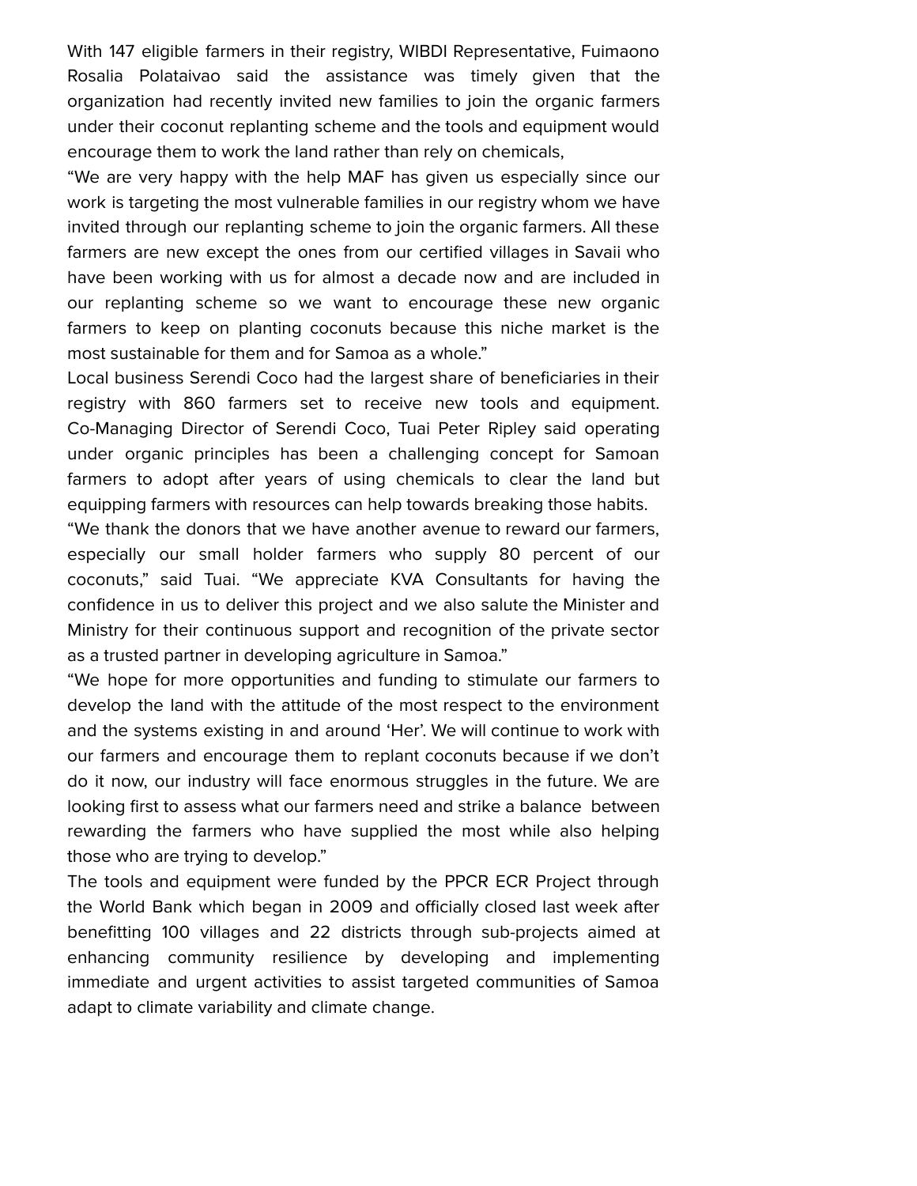With 147 eligible farmers in their registry, WIBDI Representative, Fuimaono Rosalia Polataivao said the assistance was timely given that the organization had recently invited new families to join the organic farmers under their coconut replanting scheme and the tools and equipment would encourage them to work the land rather than rely on chemicals,

“We are very happy with the help MAF has given us especially since our work is targeting the most vulnerable families in our registry whom we have invited through our replanting scheme to join the organic farmers. All these farmers are new except the ones from our certified villages in Savaii who have been working with us for almost a decade now and are included in our replanting scheme so we want to encourage these new organic farmers to keep on planting coconuts because this niche market is the most sustainable for them and for Samoa as a whole.”

Local business Serendi Coco had the largest share of beneficiaries in their registry with 860 farmers set to receive new tools and equipment. Co-Managing Director of Serendi Coco, Tuai Peter Ripley said operating under organic principles has been a challenging concept for Samoan farmers to adopt after years of using chemicals to clear the land but equipping farmers with resources can help towards breaking those habits.

“We thank the donors that we have another avenue to reward our farmers, especially our small holder farmers who supply 80 percent of our coconuts,” said Tuai. “We appreciate KVA Consultants for having the confidence in us to deliver this project and we also salute the Minister and Ministry for their continuous support and recognition of the private sector as a trusted partner in developing agriculture in Samoa.”

“We hope for more opportunities and funding to stimulate our farmers to develop the land with the attitude of the most respect to the environment and the systems existing in and around ‘Her’. We will continue to work with our farmers and encourage them to replant coconuts because if we don’t do it now, our industry will face enormous struggles in the future. We are looking first to assess what our farmers need and strike a balance between rewarding the farmers who have supplied the most while also helping those who are trying to develop.”

The tools and equipment were funded by the PPCR ECR Project through the World Bank which began in 2009 and officially closed last week after benefitting 100 villages and 22 districts through sub-projects aimed at enhancing community resilience by developing and implementing immediate and urgent activities to assist targeted communities of Samoa adapt to climate variability and climate change.